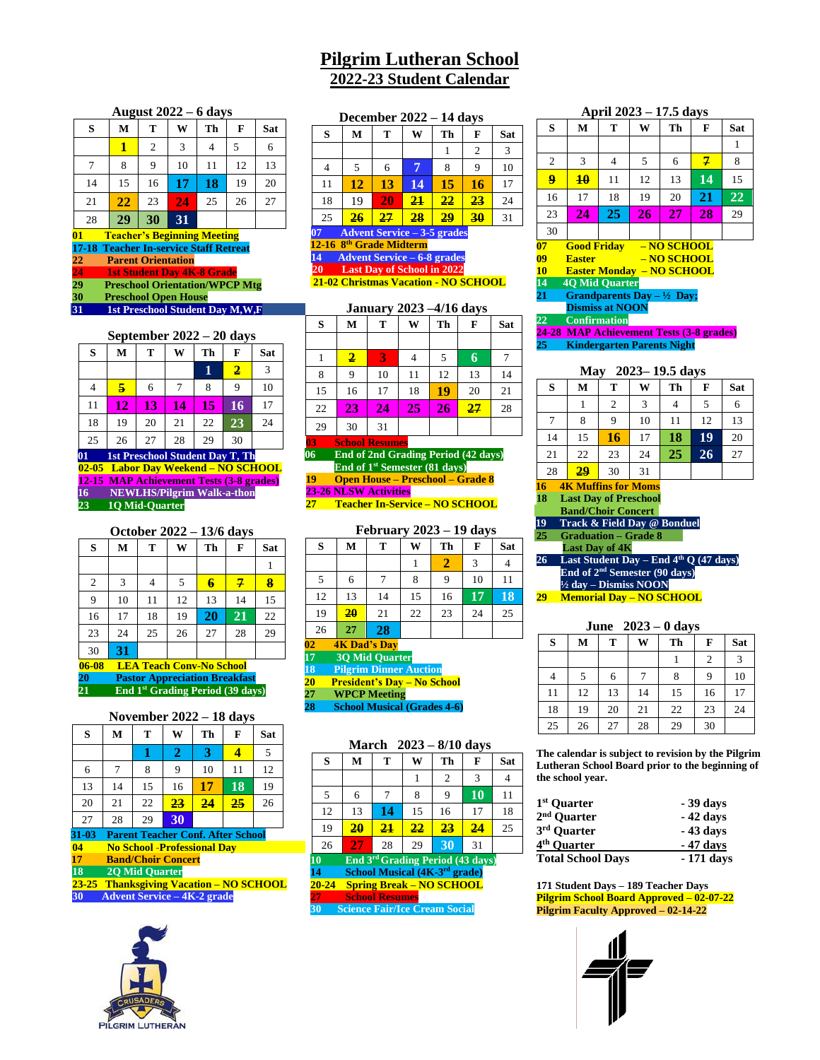# Pilgrim Lutheran School
## 2022-23 Student Calendar

### August 2022 – 6 days

| S | M | T | W | Th | F | Sat |
|---|---|---|---|---|---|---|
| | 1 | 2 | 3 | 4 | 5 | 6 |
| 7 | 8 | 9 | 10 | 11 | 12 | 13 |
| 14 | 15 | 16 | 17 | 18 | 19 | 20 |
| 21 | 22 | 23 | 24 | 25 | 26 | 27 |
| 28 | 29 | 30 | 31 | | | |

01 Teacher's Beginning Meeting
17-18 Teacher In-service Staff Retreat
22 Parent Orientation
24 1st Student Day 4K-8 Grade
29 Preschool Orientation/WPCP Mtg
30 Preschool Open House
31 1st Preschool Student Day M,W,F

### September 2022 – 20 days

| S | M | T | W | Th | F | Sat |
|---|---|---|---|---|---|---|
| | | | | 1 | 2 | 3 |
| 4 | 5 | 6 | 7 | 8 | 9 | 10 |
| 11 | 12 | 13 | 14 | 15 | 16 | 17 |
| 18 | 19 | 20 | 21 | 22 | 23 | 24 |
| 25 | 26 | 27 | 28 | 29 | 30 | |

01 1st Preschool Student Day T, Th
02-05 Labor Day Weekend – NO SCHOOL
12-15 MAP Achievement Tests (3-8 grades)
16 NEWLHS/Pilgrim Walk-a-thon
23 1Q Mid-Quarter

### October 2022 – 13/6 days

| S | M | T | W | Th | F | Sat |
|---|---|---|---|---|---|---|
| | | | | | | 1 |
| 2 | 3 | 4 | 5 | 6 | 7 | 8 |
| 9 | 10 | 11 | 12 | 13 | 14 | 15 |
| 16 | 17 | 18 | 19 | 20 | 21 | 22 |
| 23 | 24 | 25 | 26 | 27 | 28 | 29 |
| 30 | 31 | | | | | |

06-08 LEA Teach Conv-No School
20 Pastor Appreciation Breakfast
21 End 1st Grading Period (39 days)

### November 2022 – 18 days

| S | M | T | W | Th | F | Sat |
|---|---|---|---|---|---|---|
| | | 1 | 2 | 3 | 4 | 5 |
| 6 | 7 | 8 | 9 | 10 | 11 | 12 |
| 13 | 14 | 15 | 16 | 17 | 18 | 19 |
| 20 | 21 | 22 | 23 | 24 | 25 | 26 |
| 27 | 28 | 29 | 30 | | | |

31-03 Parent Teacher Conf. After School
04 No School -Professional Day
17 Band/Choir Concert
18 2Q Mid Quarter
23-25 Thanksgiving Vacation – NO SCHOOL
30 Advent Service – 4K-2 grade

### December 2022 – 14 days

| S | M | T | W | Th | F | Sat |
|---|---|---|---|---|---|---|
| | | | | 1 | 2 | 3 |
| 4 | 5 | 6 | 7 | 8 | 9 | 10 |
| 11 | 12 | 13 | 14 | 15 | 16 | 17 |
| 18 | 19 | 20 | 21 | 22 | 23 | 24 |
| 25 | 26 | 27 | 28 | 29 | 30 | 31 |

07 Advent Service – 3-5 grades
12-16 8th Grade Midterm
14 Advent Service – 6-8 grades
20 Last Day of School in 2022
21-02 Christmas Vacation - NO SCHOOL

### January 2023 – 4/16 days

| S | M | T | W | Th | F | Sat |
|---|---|---|---|---|---|---|
| | | | | | | |
| 1 | 2 | 3 | 4 | 5 | 6 | 7 |
| 8 | 9 | 10 | 11 | 12 | 13 | 14 |
| 15 | 16 | 17 | 18 | 19 | 20 | 21 |
| 22 | 23 | 24 | 25 | 26 | 27 | 28 |
| 29 | 30 | 31 | | | | |

03 School Resumes
06 End of 2nd Grading Period (42 days) End of 1st Semester (81 days)
19 Open House – Preschool – Grade 8
23-26 NLSW Activities
27 Teacher In-Service – NO SCHOOL

### February 2023 – 19 days

| S | M | T | W | Th | F | Sat |
|---|---|---|---|---|---|---|
| | | | 1 | 2 | 3 | 4 |
| 5 | 6 | 7 | 8 | 9 | 10 | 11 |
| 12 | 13 | 14 | 15 | 16 | 17 | 18 |
| 19 | 20 | 21 | 22 | 23 | 24 | 25 |
| 26 | 27 | 28 | | | | |

02 4K Dad's Day
17 3Q Mid Quarter
18 Pilgrim Dinner Auction
20 President's Day – No School
27 WPCP Meeting
28 School Musical (Grades 4-6)

### March 2023 – 8/10 days

| S | M | T | W | Th | F | Sat |
|---|---|---|---|---|---|---|
| | | | 1 | 2 | 3 | 4 |
| 5 | 6 | 7 | 8 | 9 | 10 | 11 |
| 12 | 13 | 14 | 15 | 16 | 17 | 18 |
| 19 | 20 | 21 | 22 | 23 | 24 | 25 |
| 26 | 27 | 28 | 29 | 30 | 31 | |

10 End 3rd Grading Period (43 days)
14 School Musical (4K-3rd grade)
20-24 Spring Break – NO SCHOOL
27 School Resumes
30 Science Fair/Ice Cream Social

### April 2023 – 17.5 days

| S | M | T | W | Th | F | Sat |
|---|---|---|---|---|---|---|
| | | | | | | 1 |
| 2 | 3 | 4 | 5 | 6 | 7 | 8 |
| 9 | 10 | 11 | 12 | 13 | 14 | 15 |
| 16 | 17 | 18 | 19 | 20 | 21 | 22 |
| 23 | 24 | 25 | 26 | 27 | 28 | 29 |
| 30 | | | | | | |

07 Good Friday – NO SCHOOL
09 Easter – NO SCHOOL
10 Easter Monday – NO SCHOOL
14 4Q Mid Quarter
21 Grandparents Day – ½ Day; Dismiss at NOON
22 Confirmation
24-28 MAP Achievement Tests (3-8 grades)
25 Kindergarten Parents Night

### May 2023– 19.5 days

| S | M | T | W | Th | F | Sat |
|---|---|---|---|---|---|---|
| | 1 | 2 | 3 | 4 | 5 | 6 |
| 7 | 8 | 9 | 10 | 11 | 12 | 13 |
| 14 | 15 | 16 | 17 | 18 | 19 | 20 |
| 21 | 22 | 23 | 24 | 25 | 26 | 27 |
| 28 | 29 | 30 | 31 | | | |

16 4K Muffins for Moms
18 Last Day of Preschool Band/Choir Concert
19 Track & Field Day @ Bonduel
25 Graduation – Grade 8 Last Day of 4K
26 Last Student Day – End 4th Q (47 days) End of 2nd Semester (90 days) ½ day – Dismiss NOON
29 Memorial Day – NO SCHOOL

### June 2023 – 0 days

| S | M | T | W | Th | F | Sat |
|---|---|---|---|---|---|---|
| | | | | 1 | 2 | 3 |
| 4 | 5 | 6 | 7 | 8 | 9 | 10 |
| 11 | 12 | 13 | 14 | 15 | 16 | 17 |
| 18 | 19 | 20 | 21 | 22 | 23 | 24 |
| 25 | 26 | 27 | 28 | 29 | 30 | |

The calendar is subject to revision by the Pilgrim Lutheran School Board prior to the beginning of the school year.

| | |
|---|---|
| 1st Quarter | - 39 days |
| 2nd Quarter | - 42 days |
| 3rd Quarter | - 43 days |
| 4th Quarter | - 47 days |
| Total School Days | - 171 days |

171 Student Days – 189 Teacher Days
Pilgrim School Board Approved – 02-07-22
Pilgrim Faculty Approved – 02-14-22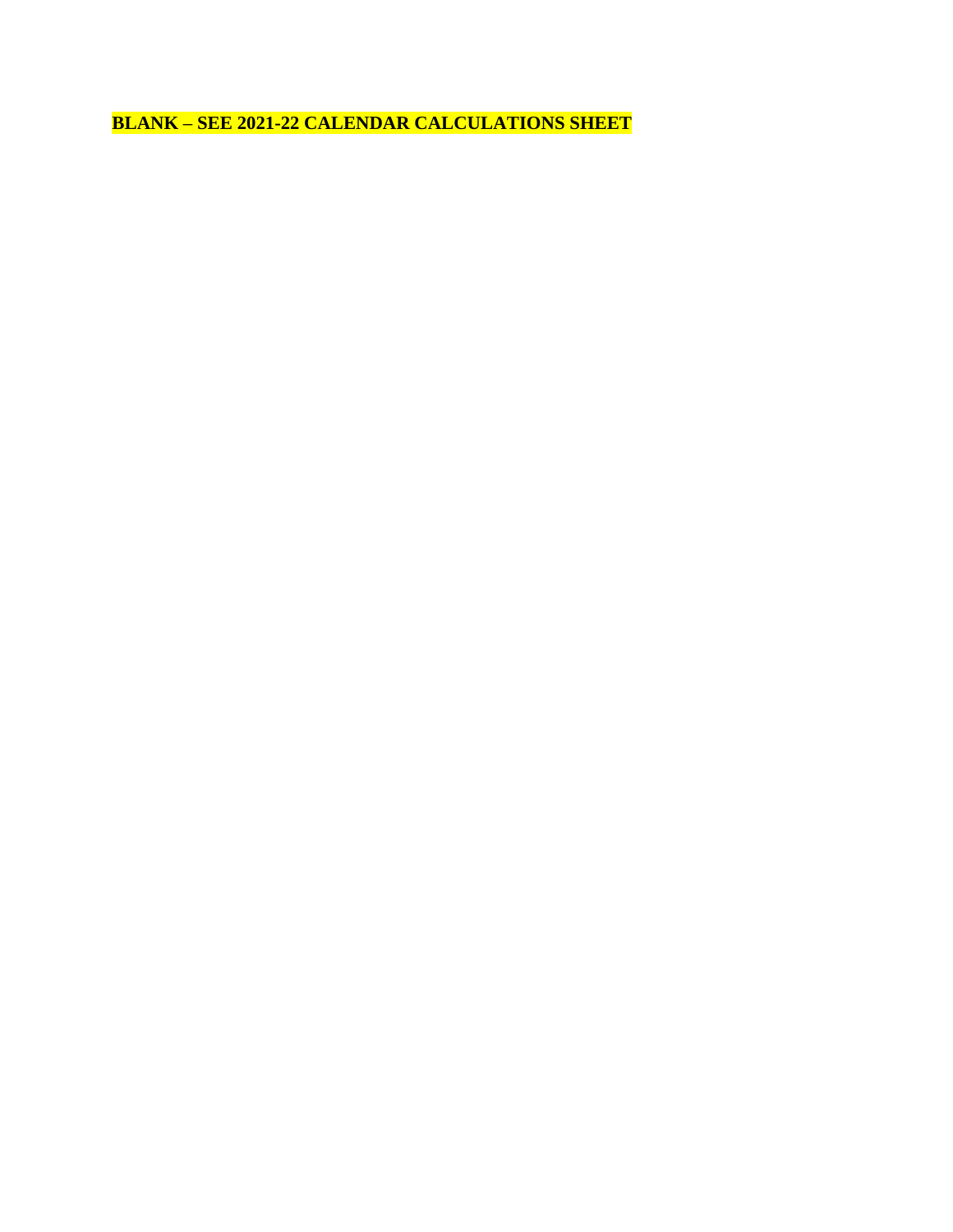**BLANK – SEE 2021-22 CALENDAR CALCULATIONS SHEET**